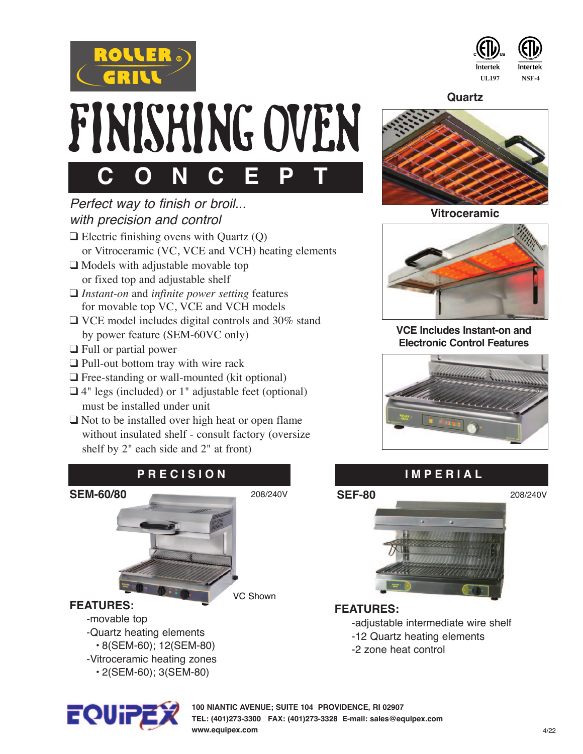ROLLER GRILL

Intertek UL197 Intertek NSF-4

# FINISHING OVEN
## C O N C E P T

*Perfect way to finish or broil... with precision and control*

- ❑ Electric finishing ovens with Quartz (Q) or Vitroceramic (VC, VCE and VCH) heating elements
- ❑ Models with adjustable movable top or fixed top and adjustable shelf
- ❑ *Instant-on* and *infinite power setting* features for movable top VC, VCE and VCH models
- ❑ VCE model includes digital controls and 30% stand by power feature (SEM-60VC only)
- ❑ Full or partial power
- ❑ Pull-out bottom tray with wire rack
- ❑ Free-standing or wall-mounted (kit optional)
- ❑ 4" legs (included) or 1" adjustable feet (optional) must be installed under unit
- ❑ Not to be installed over high heat or open flame without insulated shelf - consult factory (oversize shelf by 2" each side and 2" at front)

Quartz

Vitroceramic

**VCE Includes Instant-on and Electronic Control Features**

## PRECISION

**SEM-60/80** 208/240V

VC Shown

**FEATURES:**

- -movable top
- -Quartz heating elements
  - • 8(SEM-60); 12(SEM-80)
- -Vitroceramic heating zones
  - • 2(SEM-60); 3(SEM-80)

## IMPERIAL

**SEF-80** 208/240V

**FEATURES:**

- -adjustable intermediate wire shelf
- -12 Quartz heating elements
- -2 zone heat control

EQUIPEX

**100 NIANTIC AVENUE; SUITE 104 PROVIDENCE, RI 02907**
**TEL: (401)273-3300 FAX: (401)273-3328 E-mail: sales@equipex.com**
**www.equipex.com**

4/22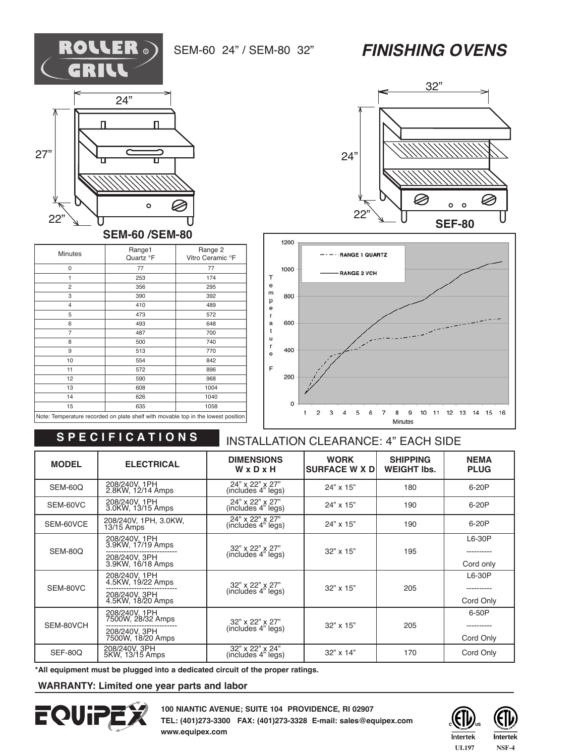ROLLER GRILL

SEM-60 24" / SEM-80 32"

# *FINISHING OVENS*

24"

27"

22"

**SEM-60 /SEM-80**

32"

24"

22"

**SEF-80**

| Minutes | Range1 Quartz °F | Range 2 Vitro Ceramic °F |
|---|---|---|
| 0 | 77 | 77 |
| 1 | 253 | 174 |
| 2 | 356 | 295 |
| 3 | 390 | 392 |
| 4 | 410 | 489 |
| 5 | 473 | 572 |
| 6 | 493 | 648 |
| 7 | 487 | 700 |
| 8 | 500 | 740 |
| 9 | 513 | 770 |
| 10 | 554 | 842 |
| 11 | 572 | 896 |
| 12 | 590 | 968 |
| 13 | 608 | 1004 |
| 14 | 626 | 1040 |
| 15 | 635 | 1058 |

Note: Temperature recorded on plate shelf with movable top in the lowest position

RANGE 1 QUARTZ
RANGE 2 VCH
Temperature F
1200
1000
800
600
400
200
0
1 2 3 4 5 6 7 8 9 10 11 12 13 14 15 16
Minutes

## SPECIFICATIONS

INSTALLATION CLEARANCE: 4" EACH SIDE

| MODEL | ELECTRICAL | DIMENSIONS W x D x H | WORK SURFACE W X D | SHIPPING WEIGHT lbs. | NEMA PLUG |
|---|---|---|---|---|---|
| SEM-60Q | 208/240V, 1PH 2.8KW, 12/14 Amps | 24" x 22" x 27" (includes 4" legs) | 24" x 15" | 180 | 6-20P |
| SEM-60VC | 208/240V, 1PH 3.0KW, 13/15 Amps | 24" x 22" x 27" (includes 4" legs) | 24" x 15" | 190 | 6-20P |
| SEM-60VCE | 208/240V, 1PH, 3.0KW, 13/15 Amps | 24" x 22" x 27" (includes 4" legs) | 24" x 15" | 190 | 6-20P |
| SEM-80Q | 208/240V, 1PH 3.9KW, 17/19 Amps<br>---------------------------<br>208/240V, 3PH 3.9KW, 16/18 Amps | 32" x 22" x 27" (includes 4" legs) | 32" x 15" | 195 | L6-30P<br>----------<br>Cord only |
| SEM-80VC | 208/240V, 1PH 4.5KW, 19/22 Amps<br>---------------------------<br>208/240V, 3PH 4.5KW, 18/20 Amps | 32" x 22" x 27" (includes 4" legs) | 32" x 15" | 205 | L6-30P<br>----------<br>Cord Only |
| SEM-80VCH | 208/240V, 1PH 7500W, 28/32 Amps<br>---------------------------<br>208/240V, 3PH 7500W, 18/20 Amps | 32" x 22" x 27" (includes 4" legs) | 32" x 15" | 205 | 6-50P<br>----------<br>Cord Only |
| SEF-80Q | 208/240V, 3PH 5KW, 13/15 Amps | 32" x 22" x 24" (includes 4" legs) | 32" x 14" | 170 | Cord Only |

***All equipment must be plugged into a dedicated circuit of the proper ratings.**

**WARRANTY: Limited one year parts and labor**

EQUIPEX

**100 NIANTIC AVENUE; SUITE 104 PROVIDENCE, RI 02907**
**TEL: (401)273-3300 FAX: (401)273-3328 E-mail: sales@equipex.com**
**www.equipex.com**

Intertek UL197 Intertek NSF-4